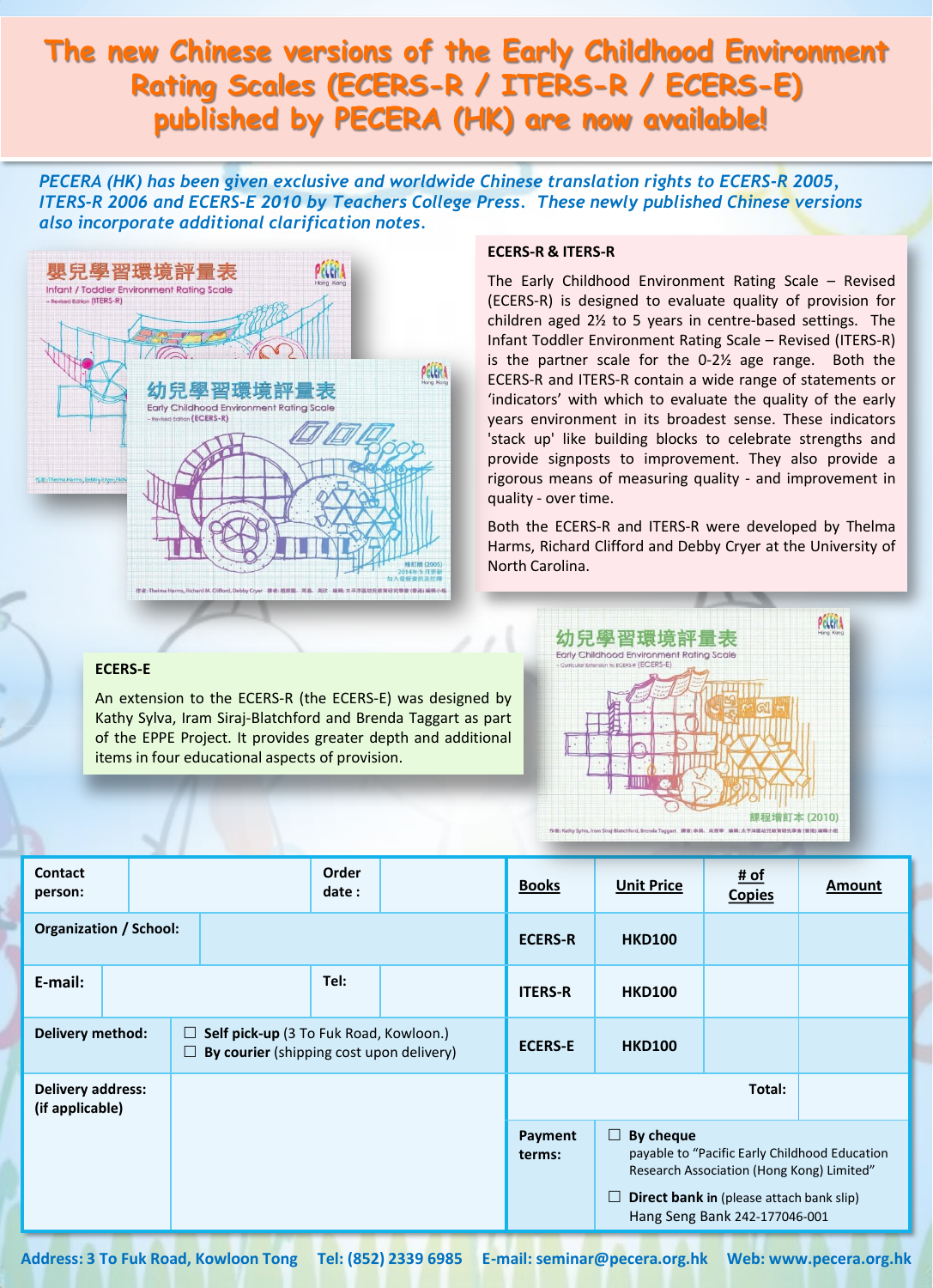# The new Chinese versions of the Early Childhood Environment Rating Scales (ECERS-R / ITERS-R / ECERS-E) published by PECERA (HK) are now available!

*PECERA (HK) has been given exclusive and worldwide Chinese translation rights to ECERS-R 2005, ITERS-R 2006 and ECERS-E 2010 by Teachers College Press. These newly published Chinese versions also incorporate additional clarification notes.*

### ECERS-R & ITERS-R

The Early Childhood Environment Rating Scale – Revised (ECERS-R) is designed to evaluate quality of provision for children aged 2½ to 5 years in centre-based settings. The Infant Toddler Environment Rating Scale – Revised (ITERS-R) is the partner scale for the 0-2½ age range. Both the ECERS-R and ITERS-R contain a wide range of statements or 'indicators' with which to evaluate the quality of the early years environment in its broadest sense. These indicators 'stack up' like building blocks to celebrate strengths and provide signposts to improvement. They also provide a rigorous means of measuring quality - and improvement in quality - over time.

Both the ECERS-R and ITERS-R were developed by Thelma Harms, Richard Clifford and Debby Cryer at the University of North Carolina.

### ECERS-E

An extension to the ECERS-R (the ECERS-E) was designed by Kathy Sylva, Iram Siraj-Blatchford and Brenda Taggart as part of the EPPE Project. It provides greater depth and additional items in four educational aspects of provision.

| Contact person: | | Order date : | |
|---|---|---|---|
| Organization / School: | | | |
| E-mail: | | Tel: | |
| Delivery method: | ☐ **Self pick-up** (3 To Fuk Road, Kowloon.)<br>☐ **By courier** (shipping cost upon delivery) | | |
| Delivery address: (if applicable) | | | |

| Books | Unit Price | # of Copies | Amount |
|---|---|---|---|
| ECERS-R | HKD100 | | |
| ITERS-R | HKD100 | | |
| ECERS-E | HKD100 | | |
| | | Total: | |
| Payment terms: | ☐ **By cheque** payable to "Pacific Early Childhood Education Research Association (Hong Kong) Limited"<br>☐ **Direct bank in** (please attach bank slip) Hang Seng Bank 242-177046-001 | | |

**Address: 3 To Fuk Road, Kowloon Tong  Tel: (852) 2339 6985  E-mail: seminar@pecera.org.hk  Web: www.pecera.org.hk**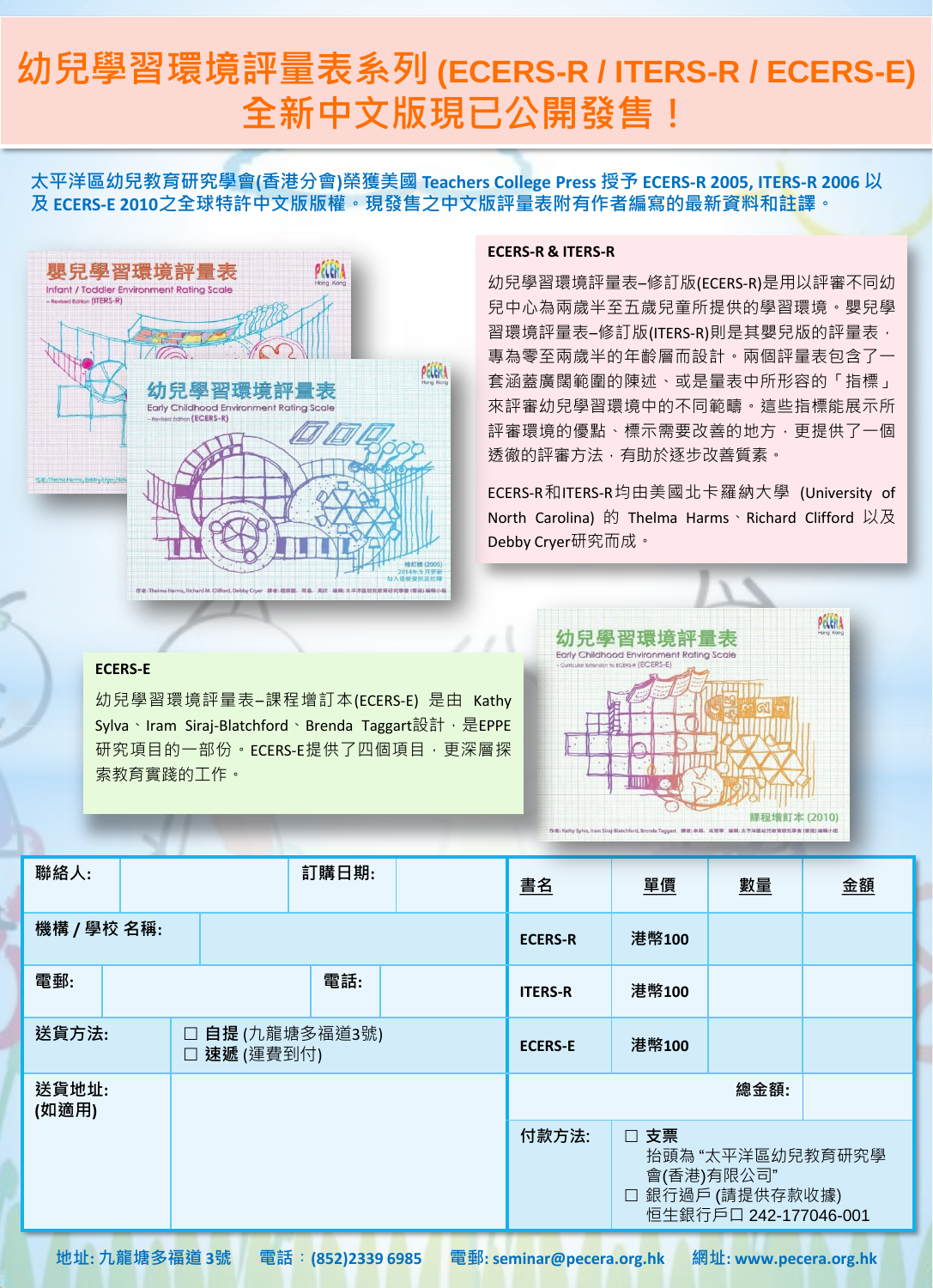# 幼兒學習環境評量表系列 (ECERS-R / ITERS-R / ECERS-E) 全新中文版現已公開發售！

**太平洋區幼兒教育研究學會(香港分會)榮獲美國 Teachers College Press 授予 ECERS-R 2005, ITERS-R 2006 以及 ECERS-E 2010之全球特許中文版版權。現發售之中文版評量表附有作者編寫的最新資料和註譯。**

### ECERS-R & ITERS-R

幼兒學習環境評量表–修訂版(ECERS-R)是用以評審不同幼兒中心為兩歲半至五歲兒童所提供的學習環境。嬰兒學習環境評量表–修訂版(ITERS-R)則是其嬰兒版的評量表，專為零至兩歲半的年齡層而設計。兩個評量表包含了一套涵蓋廣闊範圍的陳述、或是量表中所形容的「指標」來評審幼兒學習環境中的不同範疇。這些指標能展示所評審環境的優點、標示需要改善的地方，更提供了一個透徹的評審方法，有助於逐步改善質素。

ECERS-R和ITERS-R均由美國北卡羅納大學 (University of North Carolina) 的 Thelma Harms、Richard Clifford 以及 Debby Cryer研究而成。

### ECERS-E

幼兒學習環境評量表–課程增訂本(ECERS-E) 是由 Kathy Sylva、Iram Siraj-Blatchford、Brenda Taggart設計，是EPPE研究項目的一部份。ECERS-E提供了四個項目，更深層探索教育實踐的工作。

| 聯絡人: | | 訂購日期: | |
|---|---|---|---|
| 機構 / 學校 名稱: | | | |
| 電郵: | | 電話: | |
| 送貨方法: | ☐ 自提 (九龍塘多福道3號) ☐ 速遞 (運費到付) | | |
| 送貨地址: (如適用) | | | |

| 書名 | 單價 | 數量 | 金額 |
|---|---|---|---|
| ECERS-R | 港幣100 | | |
| ITERS-R | 港幣100 | | |
| ECERS-E | 港幣100 | | |
| | | 總金額: | |
| 付款方法: | ☐ 支票 抬頭為 "太平洋區幼兒教育研究學會(香港)有限公司" ☐ 銀行過戶 (請提供存款收據) 恒生銀行戶口 242-177046-001 | | |

地址: 九龍塘多福道 3號 電話：(852)2339 6985 電郵: seminar@pecera.org.hk 網址: www.pecera.org.hk